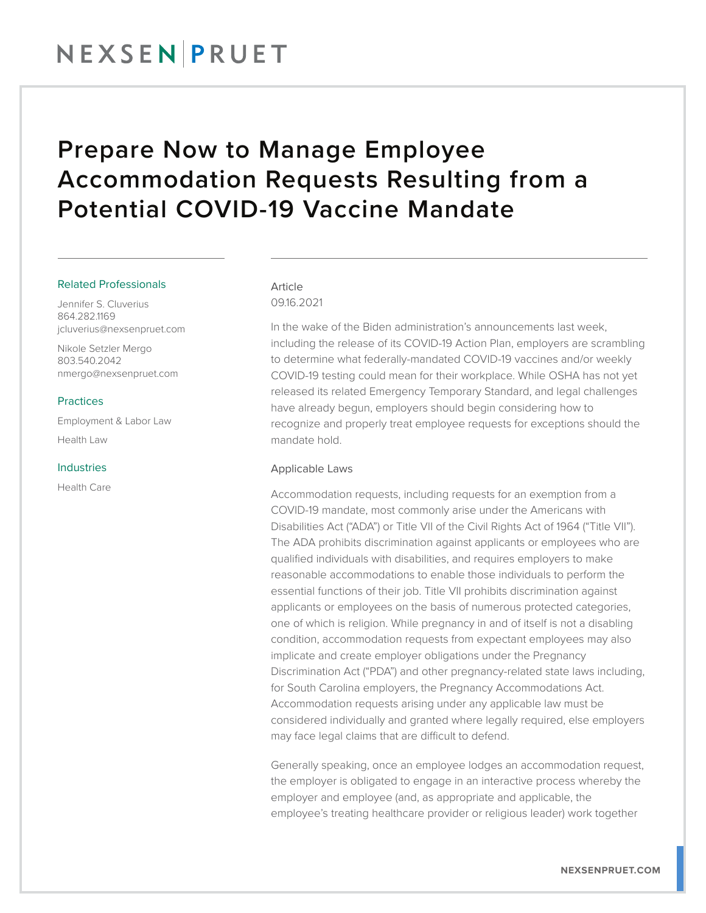# Prepare Now to Manage Employee Accommodation Requests Resulting from a Potential COVID-19 Vaccine Mandate

### Related Professionals

Jennifer S. Cluverius
864.282.1169
jcluverius@nexsenpruet.com

Nikole Setzler Mergo
803.540.2042
nmergo@nexsenpruet.com

### Practices

Employment & Labor Law

Health Law

### Industries

Health Care

Article
09.16.2021

In the wake of the Biden administration's announcements last week, including the release of its COVID-19 Action Plan, employers are scrambling to determine what federally-mandated COVID-19 vaccines and/or weekly COVID-19 testing could mean for their workplace. While OSHA has not yet released its related Emergency Temporary Standard, and legal challenges have already begun, employers should begin considering how to recognize and properly treat employee requests for exceptions should the mandate hold.

## Applicable Laws

Accommodation requests, including requests for an exemption from a COVID-19 mandate, most commonly arise under the Americans with Disabilities Act ("ADA") or Title VII of the Civil Rights Act of 1964 ("Title VII"). The ADA prohibits discrimination against applicants or employees who are qualified individuals with disabilities, and requires employers to make reasonable accommodations to enable those individuals to perform the essential functions of their job. Title VII prohibits discrimination against applicants or employees on the basis of numerous protected categories, one of which is religion. While pregnancy in and of itself is not a disabling condition, accommodation requests from expectant employees may also implicate and create employer obligations under the Pregnancy Discrimination Act ("PDA") and other pregnancy-related state laws including, for South Carolina employers, the Pregnancy Accommodations Act. Accommodation requests arising under any applicable law must be considered individually and granted where legally required, else employers may face legal claims that are difficult to defend.

Generally speaking, once an employee lodges an accommodation request, the employer is obligated to engage in an interactive process whereby the employer and employee (and, as appropriate and applicable, the employee's treating healthcare provider or religious leader) work together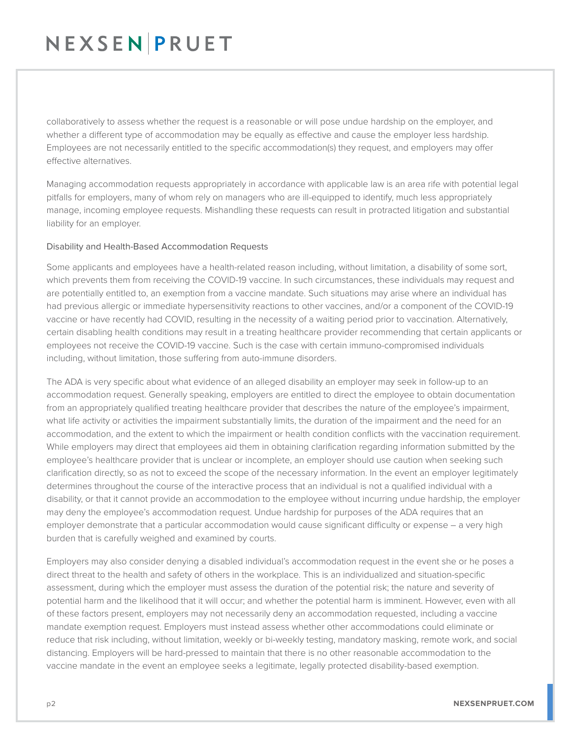collaboratively to assess whether the request is a reasonable or will pose undue hardship on the employer, and whether a different type of accommodation may be equally as effective and cause the employer less hardship. Employees are not necessarily entitled to the specific accommodation(s) they request, and employers may offer effective alternatives.

Managing accommodation requests appropriately in accordance with applicable law is an area rife with potential legal pitfalls for employers, many of whom rely on managers who are ill-equipped to identify, much less appropriately manage, incoming employee requests. Mishandling these requests can result in protracted litigation and substantial liability for an employer.

## Disability and Health-Based Accommodation Requests

Some applicants and employees have a health-related reason including, without limitation, a disability of some sort, which prevents them from receiving the COVID-19 vaccine. In such circumstances, these individuals may request and are potentially entitled to, an exemption from a vaccine mandate. Such situations may arise where an individual has had previous allergic or immediate hypersensitivity reactions to other vaccines, and/or a component of the COVID-19 vaccine or have recently had COVID, resulting in the necessity of a waiting period prior to vaccination. Alternatively, certain disabling health conditions may result in a treating healthcare provider recommending that certain applicants or employees not receive the COVID-19 vaccine. Such is the case with certain immuno-compromised individuals including, without limitation, those suffering from auto-immune disorders.

The ADA is very specific about what evidence of an alleged disability an employer may seek in follow-up to an accommodation request. Generally speaking, employers are entitled to direct the employee to obtain documentation from an appropriately qualified treating healthcare provider that describes the nature of the employee's impairment, what life activity or activities the impairment substantially limits, the duration of the impairment and the need for an accommodation, and the extent to which the impairment or health condition conflicts with the vaccination requirement. While employers may direct that employees aid them in obtaining clarification regarding information submitted by the employee's healthcare provider that is unclear or incomplete, an employer should use caution when seeking such clarification directly, so as not to exceed the scope of the necessary information. In the event an employer legitimately determines throughout the course of the interactive process that an individual is not a qualified individual with a disability, or that it cannot provide an accommodation to the employee without incurring undue hardship, the employer may deny the employee's accommodation request. Undue hardship for purposes of the ADA requires that an employer demonstrate that a particular accommodation would cause significant difficulty or expense – a very high burden that is carefully weighed and examined by courts.

Employers may also consider denying a disabled individual's accommodation request in the event she or he poses a direct threat to the health and safety of others in the workplace. This is an individualized and situation-specific assessment, during which the employer must assess the duration of the potential risk; the nature and severity of potential harm and the likelihood that it will occur; and whether the potential harm is imminent. However, even with all of these factors present, employers may not necessarily deny an accommodation requested, including a vaccine mandate exemption request. Employers must instead assess whether other accommodations could eliminate or reduce that risk including, without limitation, weekly or bi-weekly testing, mandatory masking, remote work, and social distancing. Employers will be hard-pressed to maintain that there is no other reasonable accommodation to the vaccine mandate in the event an employee seeks a legitimate, legally protected disability-based exemption.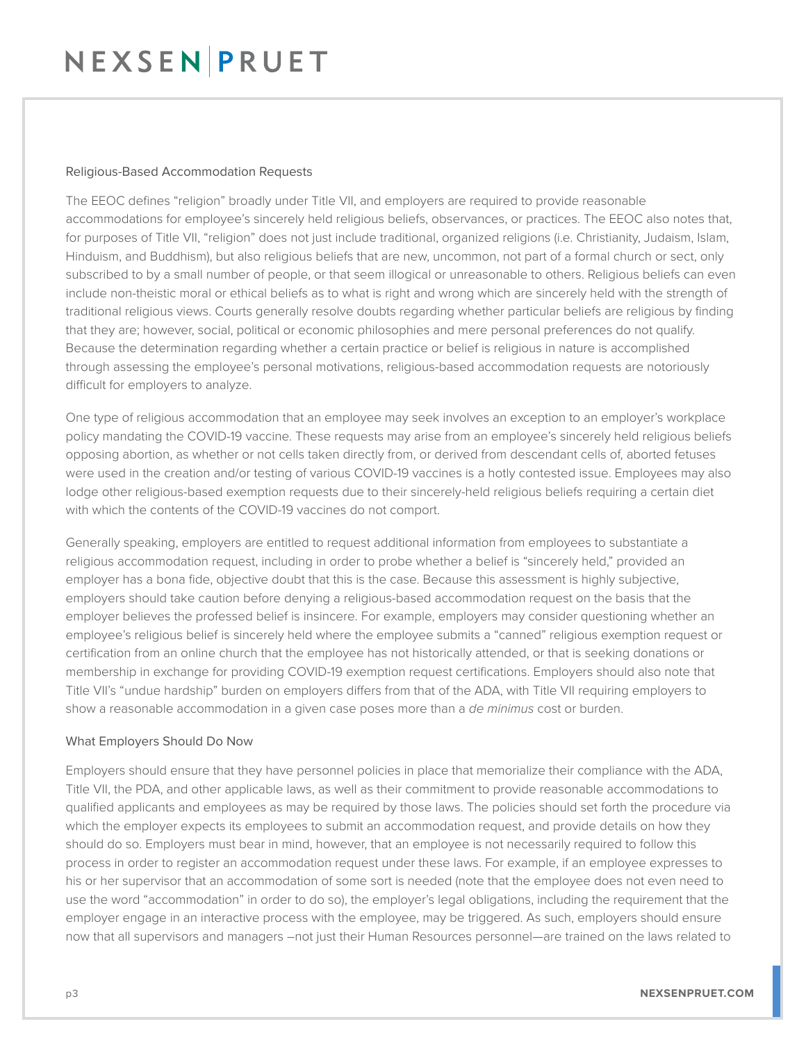### Religious-Based Accommodation Requests

The EEOC defines "religion" broadly under Title VII, and employers are required to provide reasonable accommodations for employee's sincerely held religious beliefs, observances, or practices. The EEOC also notes that, for purposes of Title VII, "religion" does not just include traditional, organized religions (i.e. Christianity, Judaism, Islam, Hinduism, and Buddhism), but also religious beliefs that are new, uncommon, not part of a formal church or sect, only subscribed to by a small number of people, or that seem illogical or unreasonable to others. Religious beliefs can even include non-theistic moral or ethical beliefs as to what is right and wrong which are sincerely held with the strength of traditional religious views. Courts generally resolve doubts regarding whether particular beliefs are religious by finding that they are; however, social, political or economic philosophies and mere personal preferences do not qualify. Because the determination regarding whether a certain practice or belief is religious in nature is accomplished through assessing the employee's personal motivations, religious-based accommodation requests are notoriously difficult for employers to analyze.

One type of religious accommodation that an employee may seek involves an exception to an employer's workplace policy mandating the COVID-19 vaccine. These requests may arise from an employee's sincerely held religious beliefs opposing abortion, as whether or not cells taken directly from, or derived from descendant cells of, aborted fetuses were used in the creation and/or testing of various COVID-19 vaccines is a hotly contested issue. Employees may also lodge other religious-based exemption requests due to their sincerely-held religious beliefs requiring a certain diet with which the contents of the COVID-19 vaccines do not comport.

Generally speaking, employers are entitled to request additional information from employees to substantiate a religious accommodation request, including in order to probe whether a belief is "sincerely held," provided an employer has a bona fide, objective doubt that this is the case. Because this assessment is highly subjective, employers should take caution before denying a religious-based accommodation request on the basis that the employer believes the professed belief is insincere. For example, employers may consider questioning whether an employee's religious belief is sincerely held where the employee submits a "canned" religious exemption request or certification from an online church that the employee has not historically attended, or that is seeking donations or membership in exchange for providing COVID-19 exemption request certifications. Employers should also note that Title VII's "undue hardship" burden on employers differs from that of the ADA, with Title VII requiring employers to show a reasonable accommodation in a given case poses more than a *de minimus* cost or burden.

### What Employers Should Do Now

Employers should ensure that they have personnel policies in place that memorialize their compliance with the ADA, Title VII, the PDA, and other applicable laws, as well as their commitment to provide reasonable accommodations to qualified applicants and employees as may be required by those laws. The policies should set forth the procedure via which the employer expects its employees to submit an accommodation request, and provide details on how they should do so. Employers must bear in mind, however, that an employee is not necessarily required to follow this process in order to register an accommodation request under these laws. For example, if an employee expresses to his or her supervisor that an accommodation of some sort is needed (note that the employee does not even need to use the word "accommodation" in order to do so), the employer's legal obligations, including the requirement that the employer engage in an interactive process with the employee, may be triggered. As such, employers should ensure now that all supervisors and managers –not just their Human Resources personnel—are trained on the laws related to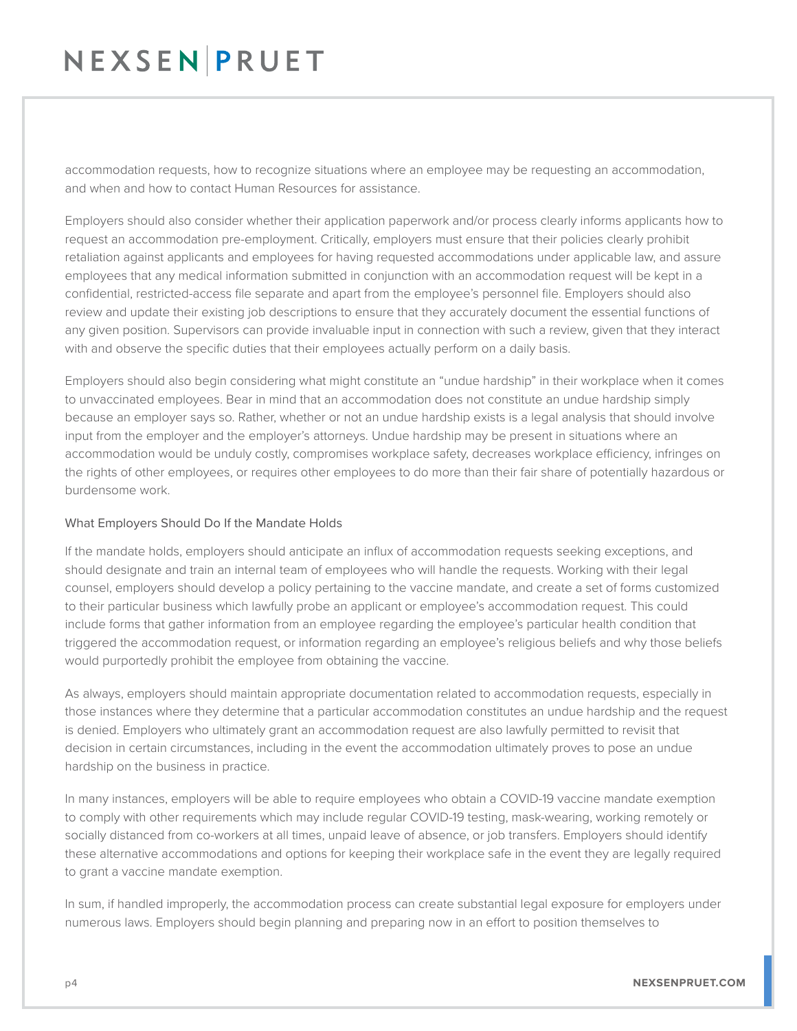accommodation requests, how to recognize situations where an employee may be requesting an accommodation, and when and how to contact Human Resources for assistance.

Employers should also consider whether their application paperwork and/or process clearly informs applicants how to request an accommodation pre-employment. Critically, employers must ensure that their policies clearly prohibit retaliation against applicants and employees for having requested accommodations under applicable law, and assure employees that any medical information submitted in conjunction with an accommodation request will be kept in a confidential, restricted-access file separate and apart from the employee's personnel file. Employers should also review and update their existing job descriptions to ensure that they accurately document the essential functions of any given position. Supervisors can provide invaluable input in connection with such a review, given that they interact with and observe the specific duties that their employees actually perform on a daily basis.

Employers should also begin considering what might constitute an "undue hardship" in their workplace when it comes to unvaccinated employees. Bear in mind that an accommodation does not constitute an undue hardship simply because an employer says so. Rather, whether or not an undue hardship exists is a legal analysis that should involve input from the employer and the employer's attorneys. Undue hardship may be present in situations where an accommodation would be unduly costly, compromises workplace safety, decreases workplace efficiency, infringes on the rights of other employees, or requires other employees to do more than their fair share of potentially hazardous or burdensome work.

### What Employers Should Do If the Mandate Holds

If the mandate holds, employers should anticipate an influx of accommodation requests seeking exceptions, and should designate and train an internal team of employees who will handle the requests. Working with their legal counsel, employers should develop a policy pertaining to the vaccine mandate, and create a set of forms customized to their particular business which lawfully probe an applicant or employee's accommodation request. This could include forms that gather information from an employee regarding the employee's particular health condition that triggered the accommodation request, or information regarding an employee's religious beliefs and why those beliefs would purportedly prohibit the employee from obtaining the vaccine.

As always, employers should maintain appropriate documentation related to accommodation requests, especially in those instances where they determine that a particular accommodation constitutes an undue hardship and the request is denied. Employers who ultimately grant an accommodation request are also lawfully permitted to revisit that decision in certain circumstances, including in the event the accommodation ultimately proves to pose an undue hardship on the business in practice.

In many instances, employers will be able to require employees who obtain a COVID-19 vaccine mandate exemption to comply with other requirements which may include regular COVID-19 testing, mask-wearing, working remotely or socially distanced from co-workers at all times, unpaid leave of absence, or job transfers. Employers should identify these alternative accommodations and options for keeping their workplace safe in the event they are legally required to grant a vaccine mandate exemption.

In sum, if handled improperly, the accommodation process can create substantial legal exposure for employers under numerous laws. Employers should begin planning and preparing now in an effort to position themselves to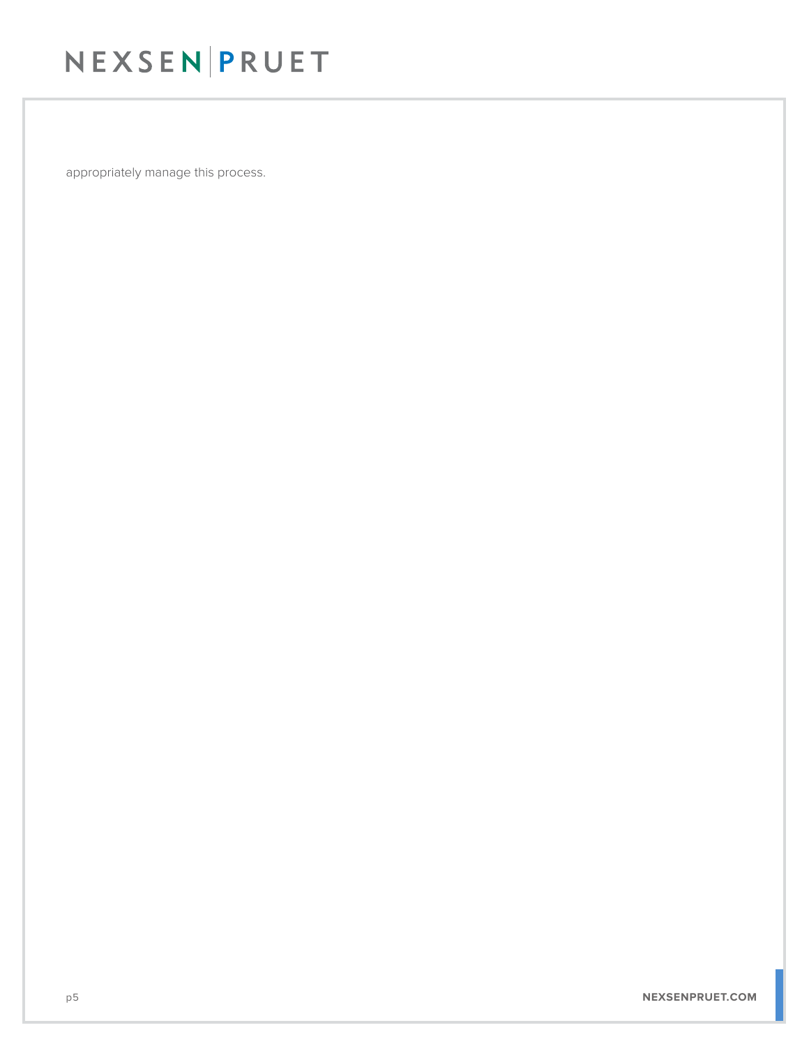appropriately manage this process.